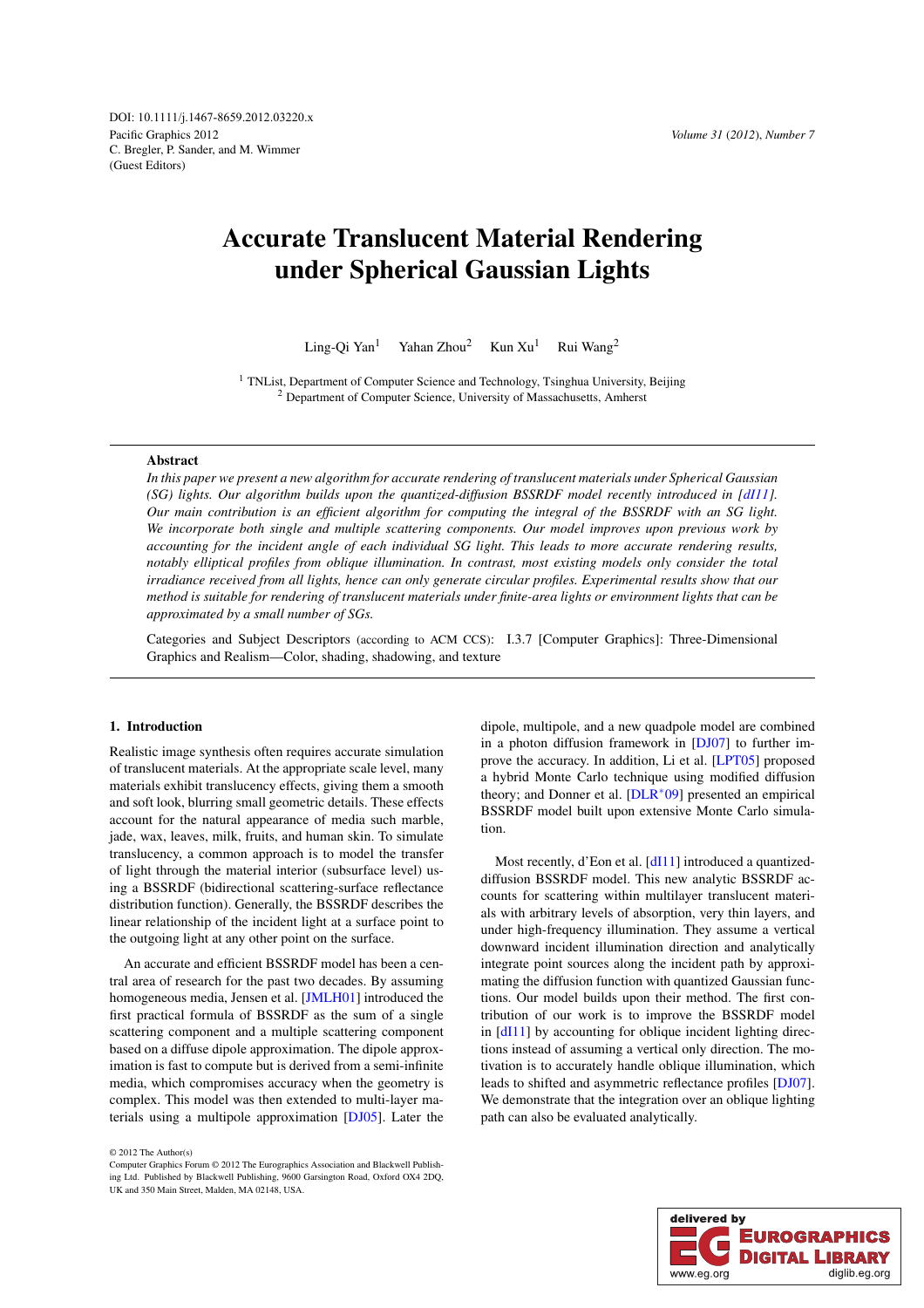# Accurate Translucent Material Rendering under Spherical Gaussian Lights

Ling-Qi Yan[1] Yahan Zhou[2] Kun Xu[1] Rui Wang[2]

[1] TNList, Department of Computer Science and Technology, Tsinghua University, Beijing
[2] Department of Computer Science, University of Massachusetts, Amherst

## Abstract

*In this paper we present a new algorithm for accurate rendering of translucent materials under Spherical Gaussian (SG) lights. Our algorithm builds upon the quantized-diffusion BSSRDF model recently introduced in [dI11]. Our main contribution is an efficient algorithm for computing the integral of the BSSRDF with an SG light. We incorporate both single and multiple scattering components. Our model improves upon previous work by accounting for the incident angle of each individual SG light. This leads to more accurate rendering results, notably elliptical profiles from oblique illumination. In contrast, most existing models only consider the total irradiance received from all lights, hence can only generate circular profiles. Experimental results show that our method is suitable for rendering of translucent materials under finite-area lights or environment lights that can be approximated by a small number of SGs.*

Categories and Subject Descriptors (according to ACM CCS): I.3.7 [Computer Graphics]: Three-Dimensional Graphics and Realism—Color, shading, shadowing, and texture

## 1. Introduction

Realistic image synthesis often requires accurate simulation of translucent materials. At the appropriate scale level, many materials exhibit translucency effects, giving them a smooth and soft look, blurring small geometric details. These effects account for the natural appearance of media such marble, jade, wax, leaves, milk, fruits, and human skin. To simulate translucency, a common approach is to model the transfer of light through the material interior (subsurface level) using a BSSRDF (bidirectional scattering-surface reflectance distribution function). Generally, the BSSRDF describes the linear relationship of the incident light at a surface point to the outgoing light at any other point on the surface.

An accurate and efficient BSSRDF model has been a central area of research for the past two decades. By assuming homogeneous media, Jensen et al. [JMLH01] introduced the first practical formula of BSSRDF as the sum of a single scattering component and a multiple scattering component based on a diffuse dipole approximation. The dipole approximation is fast to compute but is derived from a semi-infinite media, which compromises accuracy when the geometry is complex. This model was then extended to multi-layer materials using a multipole approximation [DJ05]. Later the dipole, multipole, and a new quadpole model are combined in a photon diffusion framework in [DJ07] to further improve the accuracy. In addition, Li et al. [LPT05] proposed a hybrid Monte Carlo technique using modified diffusion theory; and Donner et al. [DLR*09] presented an empirical BSSRDF model built upon extensive Monte Carlo simulation.

Most recently, d'Eon et al. [dI11] introduced a quantized-diffusion BSSRDF model. This new analytic BSSRDF accounts for scattering within multilayer translucent materials with arbitrary levels of absorption, very thin layers, and under high-frequency illumination. They assume a vertical downward incident illumination direction and analytically integrate point sources along the incident path by approximating the diffusion function with quantized Gaussian functions. Our model builds upon their method. The first contribution of our work is to improve the BSSRDF model in [dI11] by accounting for oblique incident lighting directions instead of assuming a vertical only direction. The motivation is to accurately handle oblique illumination, which leads to shifted and asymmetric reflectance profiles [DJ07]. We demonstrate that the integration over an oblique lighting path can also be evaluated analytically.

© 2012 The Author(s)
Computer Graphics Forum © 2012 The Eurographics Association and Blackwell Publishing Ltd. Published by Blackwell Publishing, 9600 Garsington Road, Oxford OX4 2DQ, UK and 350 Main Street, Malden, MA 02148, USA.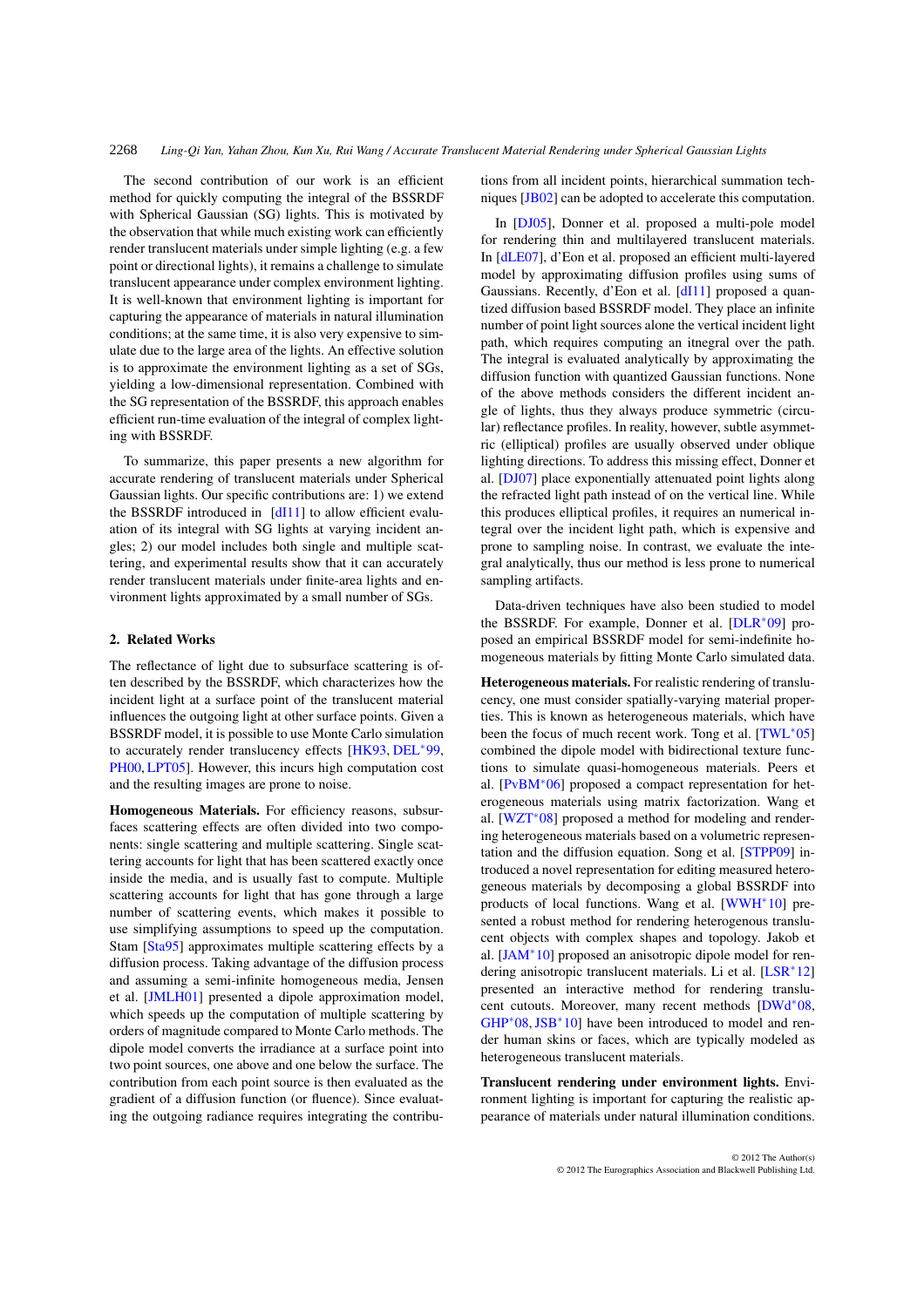The second contribution of our work is an efficient method for quickly computing the integral of the BSSRDF with Spherical Gaussian (SG) lights. This is motivated by the observation that while much existing work can efficiently render translucent materials under simple lighting (e.g. a few point or directional lights), it remains a challenge to simulate translucent appearance under complex environment lighting. It is well-known that environment lighting is important for capturing the appearance of materials in natural illumination conditions; at the same time, it is also very expensive to simulate due to the large area of the lights. An effective solution is to approximate the environment lighting as a set of SGs, yielding a low-dimensional representation. Combined with the SG representation of the BSSRDF, this approach enables efficient run-time evaluation of the integral of complex lighting with BSSRDF.

To summarize, this paper presents a new algorithm for accurate rendering of translucent materials under Spherical Gaussian lights. Our specific contributions are: 1) we extend the BSSRDF introduced in [dI11] to allow efficient evaluation of its integral with SG lights at varying incident angles; 2) our model includes both single and multiple scattering, and experimental results show that it can accurately render translucent materials under finite-area lights and environment lights approximated by a small number of SGs.

## 2. Related Works

The reflectance of light due to subsurface scattering is often described by the BSSRDF, which characterizes how the incident light at a surface point of the translucent material influences the outgoing light at other surface points. Given a BSSRDF model, it is possible to use Monte Carlo simulation to accurately render translucency effects [HK93, DEL*99, PH00, LPT05]. However, this incurs high computation cost and the resulting images are prone to noise.

**Homogeneous Materials.** For efficiency reasons, subsurfaces scattering effects are often divided into two components: single scattering and multiple scattering. Single scattering accounts for light that has been scattered exactly once inside the media, and is usually fast to compute. Multiple scattering accounts for light that has gone through a large number of scattering events, which makes it possible to use simplifying assumptions to speed up the computation. Stam [Sta95] approximates multiple scattering effects by a diffusion process. Taking advantage of the diffusion process and assuming a semi-infinite homogeneous media, Jensen et al. [JMLH01] presented a dipole approximation model, which speeds up the computation of multiple scattering by orders of magnitude compared to Monte Carlo methods. The dipole model converts the irradiance at a surface point into two point sources, one above and one below the surface. The contribution from each point source is then evaluated as the gradient of a diffusion function (or fluence). Since evaluating the outgoing radiance requires integrating the contributions from all incident points, hierarchical summation techniques [JB02] can be adopted to accelerate this computation.

In [DJ05], Donner et al. proposed a multi-pole model for rendering thin and multilayered translucent materials. In [dLE07], d'Eon et al. proposed an efficient multi-layered model by approximating diffusion profiles using sums of Gaussians. Recently, d'Eon et al. [dI11] proposed a quantized diffusion based BSSRDF model. They place an infinite number of point light sources alone the vertical incident light path, which requires computing an itnegral over the path. The integral is evaluated analytically by approximating the diffusion function with quantized Gaussian functions. None of the above methods considers the different incident angle of lights, thus they always produce symmetric (circular) reflectance profiles. In reality, however, subtle asymmetric (elliptical) profiles are usually observed under oblique lighting directions. To address this missing effect, Donner et al. [DJ07] place exponentially attenuated point lights along the refracted light path instead of on the vertical line. While this produces elliptical profiles, it requires an numerical integral over the incident light path, which is expensive and prone to sampling noise. In contrast, we evaluate the integral analytically, thus our method is less prone to numerical sampling artifacts.

Data-driven techniques have also been studied to model the BSSRDF. For example, Donner et al. [DLR*09] proposed an empirical BSSRDF model for semi-indefinite homogeneous materials by fitting Monte Carlo simulated data.

**Heterogeneous materials.** For realistic rendering of translucency, one must consider spatially-varying material properties. This is known as heterogeneous materials, which have been the focus of much recent work. Tong et al. [TWL*05] combined the dipole model with bidirectional texture functions to simulate quasi-homogeneous materials. Peers et al. [PvBM*06] proposed a compact representation for heterogeneous materials using matrix factorization. Wang et al. [WZT*08] proposed a method for modeling and rendering heterogeneous materials based on a volumetric representation and the diffusion equation. Song et al. [STPP09] introduced a novel representation for editing measured heterogeneous materials by decomposing a global BSSRDF into products of local functions. Wang et al. [WWH*10] presented a robust method for rendering heterogenous translucent objects with complex shapes and topology. Jakob et al. [JAM*10] proposed an anisotropic dipole model for rendering anisotropic translucent materials. Li et al. [LSR*12] presented an interactive method for rendering translucent cutouts. Moreover, many recent methods [DWd*08, GHP*08, JSB*10] have been introduced to model and render human skins or faces, which are typically modeled as heterogeneous translucent materials.

**Translucent rendering under environment lights.** Environment lighting is important for capturing the realistic appearance of materials under natural illumination conditions.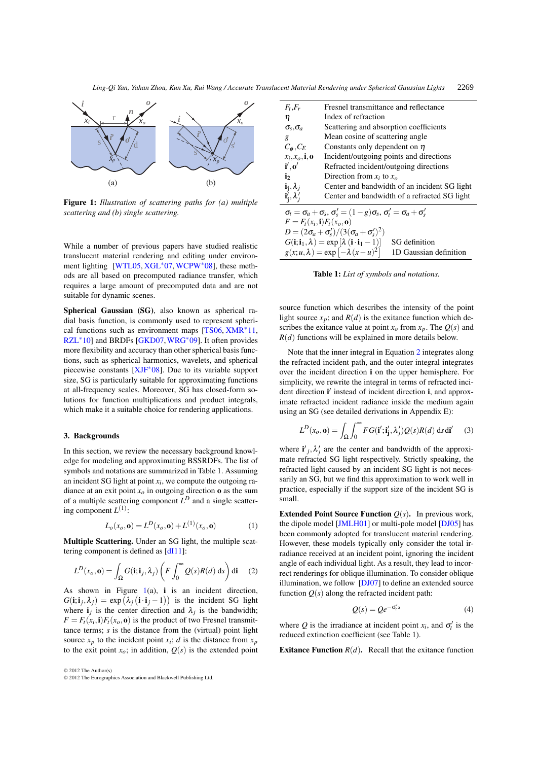Figure 1: *Illustration of scattering paths for (a) multiple scattering and (b) single scattering.*

While a number of previous papers have studied realistic translucent material rendering and editing under environment lighting [WTL05, XGL*07, WCPW*08], these methods are all based on precomputed radiance transfer, which requires a large amount of precomputed data and are not suitable for dynamic scenes.

**Spherical Gaussian (SG)**, also known as spherical radial basis function, is commonly used to represent spherical functions such as environment maps [TS06, XMR*11, RZL*10] and BRDFs [GKD07, WRG*09]. It often provides more flexibility and accuracy than other spherical basis functions, such as spherical harmonics, wavelets, and spherical piecewise constants [XJF*08]. Due to its variable support size, SG is particularly suitable for approximating functions at all-frequency scales. Moreover, SG has closed-form solutions for function multiplications and product integrals, which make it a suitable choice for rendering applications.

## 3. Backgrounds

In this section, we review the necessary background knowledge for modeling and approximating BSSRDFs. The list of symbols and notations are summarized in Table 1. Assuming an incident SG light at point $x_i$, we compute the outgoing radiance at an exit point $x_o$ in outgoing direction $\mathbf{o}$ as the sum of a multiple scattering component $L^D$ and a single scattering component $L^{(1)}$:

$$L_o(x_o, \mathbf{o}) = L^D(x_o, \mathbf{o}) + L^{(1)}(x_o, \mathbf{o}) \tag{1}$$

**Multiple Scattering.** Under an SG light, the multiple scattering component is defined as [dI11]:

$$L^D(x_o, \mathbf{o}) = \int_\Omega G(\mathbf{i}; \mathbf{i}_j, \lambda_j) \left( F \int_0^\infty Q(s) R(d) \, \mathrm{d}s \right) \mathrm{d}\mathbf{i} \tag{2}$$

As shown in Figure 1(a), $\mathbf{i}$ is an incident direction, $G(\mathbf{i}; \mathbf{i}_j, \lambda_j) = \exp\left(\lambda_j \left(\mathbf{i} \cdot \mathbf{i}_j - 1\right)\right)$ is the incident SG light where $\mathbf{i}_j$ is the center direction and $\lambda_j$ is the bandwidth; $F = F_t(x_i, \mathbf{i}) F_t(x_o, \mathbf{o})$ is the product of two Fresnel transmittance terms; $s$ is the distance from the (virtual) point light source $x_p$ to the incident point $x_i$; $d$ is the distance from $x_p$ to the exit point $x_o$; in addition, $Q(s)$ is the extended point source function which describes the intensity of the point light source $x_p$; and $R(d)$ is the exitance function which describes the exitance value at point $x_o$ from $x_p$. The $Q(s)$ and $R(d)$ functions will be explained in more details below.

| | |
|---|---|
| $F_t$, $F_r$ | Fresnel transmittance and reflectance |
| $\eta$ | Index of refraction |
| $\sigma_s$, $\sigma_a$ | Scattering and absorption coefficients |
| $g$ | Mean cosine of scattering angle |
| $C_\phi$, $C_E$ | Constants only dependent on $\eta$ |
| $x_i, x_o, \mathbf{i}, \mathbf{o}$ | Incident/outgoing points and directions |
| $\mathbf{i}', \mathbf{o}'$ | Refracted incident/outgoing directions |
| $\mathbf{i_2}$ | Direction from $x_i$ to $x_o$ |
| $\mathbf{i_j}, \lambda_j$ | Center and bandwidth of an incident SG light |
| $\mathbf{i}'_\mathbf{j}, \lambda'_j$ | Center and bandwidth of a refracted SG light |
| $\sigma_t = \sigma_a + \sigma_s$, $\sigma'_s = (1-g)\sigma_s$, $\sigma'_t = \sigma_a + \sigma'_s$ | |
| $F = F_t(x_i, \mathbf{i}) F_t(x_o, \mathbf{o})$ | |
| $D = (2\sigma_a + \sigma'_s)/(3(\sigma_a + \sigma'_s)^2)$ | |
| $G(\mathbf{i}; \mathbf{i}_1, \lambda) = \exp\left[\lambda\left(\mathbf{i} \cdot \mathbf{i}_1 - 1\right)\right]$ | SG definition |
| $g(x; u, \lambda) = \exp\left[-\lambda(x-u)^2\right]$ | 1D Gaussian definition |

**Table 1:** *List of symbols and notations.*

Note that the inner integral in Equation 2 integrates along the refracted incident path, and the outer integral integrates over the incident direction $\mathbf{i}$ on the upper hemisphere. For simplicity, we rewrite the integral in terms of refracted incident direction $\mathbf{i}'$ instead of incident direction $\mathbf{i}$, and approximate refracted incident radiance inside the medium again using an SG (see detailed derivations in Appendix E):

$$L^D(x_o, \mathbf{o}) = \int_\Omega \int_0^\infty F G(\mathbf{i}'; \mathbf{i}'_\mathbf{j}, \lambda'_j) Q(s) R(d) \, \mathrm{d}s \, \mathrm{d}\mathbf{i}' \tag{3}$$

where $\mathbf{i}'_j, \lambda'_j$ are the center and bandwidth of the approximate refracted SG light respectively. Strictly speaking, the refracted light caused by an incident SG light is not necessarily an SG, but we find this approximation to work well in practice, especially if the support size of the incident SG is small.

**Extended Point Source Function $Q(s)$.** In previous work, the dipole model [JMLH01] or multi-pole model [DJ05] has been commonly adopted for translucent material rendering. However, these models typically only consider the total irradiance received at an incident point, ignoring the incident angle of each individual light. As a result, they lead to incorrect renderings for oblique illumination. To consider oblique illumination, we follow [DJ07] to define an extended source function $Q(s)$ along the refracted incident path:

$$Q(s) = Q e^{-\sigma'_t s} \tag{4}$$

where $Q$ is the irradiance at incident point $x_i$, and $\sigma'_t$ is the reduced extinction coefficient (see Table 1).

**Exitance Function $R(d)$.** Recall that the exitance function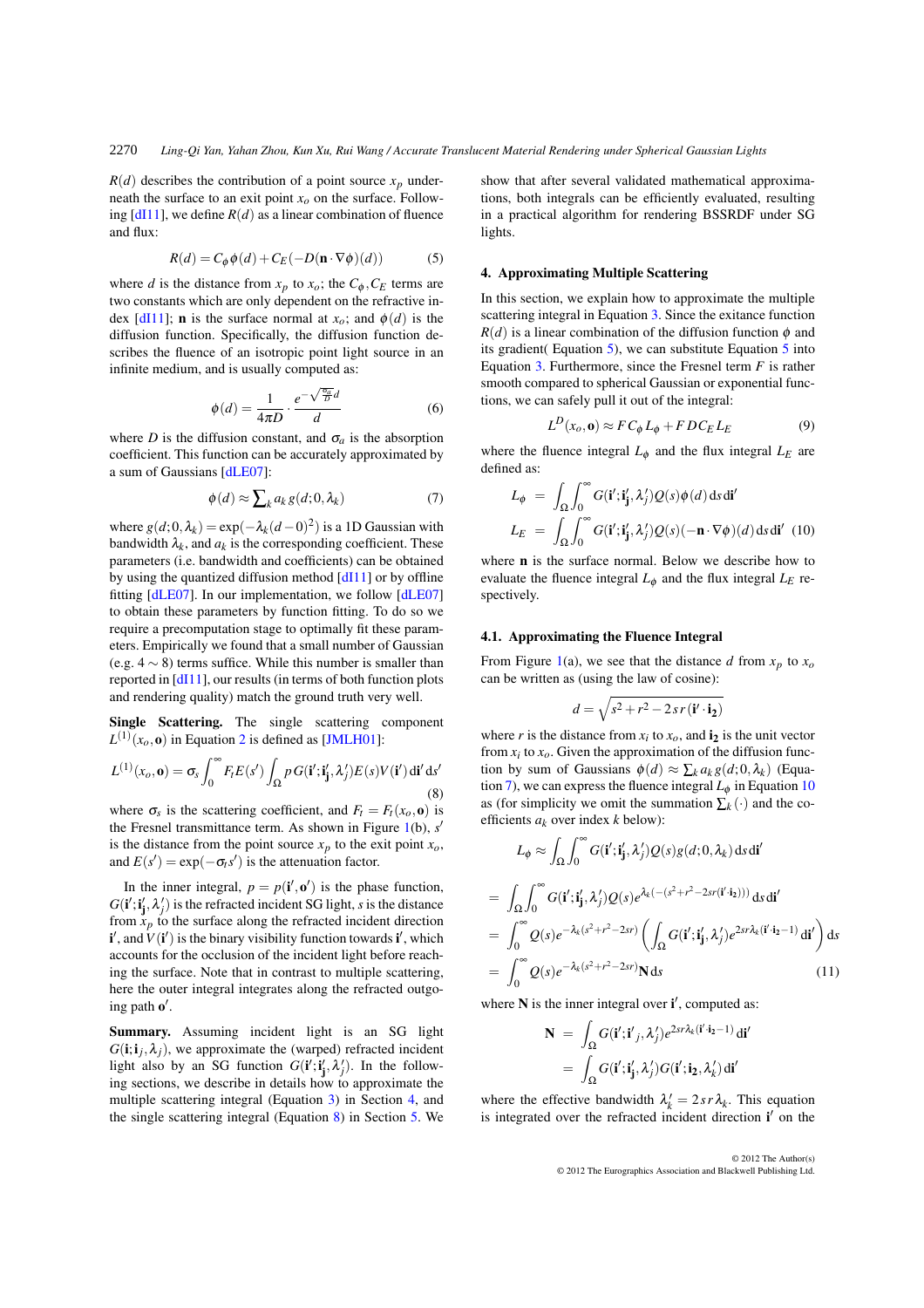$R(d)$ describes the contribution of a point source $x_p$ underneath the surface to an exit point $x_o$ on the surface. Following [dI11], we define $R(d)$ as a linear combination of fluence and flux:

$$R(d) = C_\phi \phi(d) + C_E(-D(\mathbf{n} \cdot \nabla\phi)(d)) \tag{5}$$

where $d$ is the distance from $x_p$ to $x_o$; the $C_\phi, C_E$ terms are two constants which are only dependent on the refractive index [dI11]; $\mathbf{n}$ is the surface normal at $x_o$; and $\phi(d)$ is the diffusion function. Specifically, the diffusion function describes the fluence of an isotropic point light source in an infinite medium, and is usually computed as:

$$\phi(d) = \frac{1}{4\pi D} \cdot \frac{e^{-\sqrt{\frac{\sigma_a}{D}}d}}{d} \tag{6}$$

where $D$ is the diffusion constant, and $\sigma_a$ is the absorption coefficient. This function can be accurately approximated by a sum of Gaussians [dLE07]:

$$\phi(d) \approx \sum_k a_k\, g(d; 0, \lambda_k) \tag{7}$$

where $g(d;0,\lambda_k) = \exp(-\lambda_k(d-0)^2)$ is a 1D Gaussian with bandwidth $\lambda_k$, and $a_k$ is the corresponding coefficient. These parameters (i.e. bandwidth and coefficients) can be obtained by using the quantized diffusion method [dI11] or by offline fitting [dLE07]. In our implementation, we follow [dLE07] to obtain these parameters by function fitting. To do so we require a precomputation stage to optimally fit these parameters. Empirically we found that a small number of Gaussian (e.g. $4 \sim 8$) terms suffice. While this number is smaller than reported in [dI11], our results (in terms of both function plots and rendering quality) match the ground truth very well.

**Single Scattering.** The single scattering component $L^{(1)}(x_o, \mathbf{o})$ in Equation 2 is defined as [JMLH01]:

$$L^{(1)}(x_o, \mathbf{o}) = \sigma_s \int_0^\infty F_t E(s') \int_\Omega p\, G(\mathbf{i}'; \mathbf{i}'_\mathbf{j}, \lambda'_j) E(s) V(\mathbf{i}')\, \mathrm{d}\mathbf{i}'\, \mathrm{d}s' \tag{8}$$

where $\sigma_s$ is the scattering coefficient, and $F_t = F_t(x_o, \mathbf{o})$ is the Fresnel transmittance term. As shown in Figure 1(b), $s'$ is the distance from the point source $x_p$ to the exit point $x_o$, and $E(s') = \exp(-\sigma_t s')$ is the attenuation factor.

In the inner integral, $p = p(\mathbf{i}', \mathbf{o}')$ is the phase function, $G(\mathbf{i}'; \mathbf{i}'_\mathbf{j}, \lambda'_j)$ is the refracted incident SG light, $s$ is the distance from $x_p$ to the surface along the refracted incident direction $\mathbf{i}'$, and $V(\mathbf{i}')$ is the binary visibility function towards $\mathbf{i}'$, which accounts for the occlusion of the incident light before reaching the surface. Note that in contrast to multiple scattering, here the outer integral integrates along the refracted outgoing path $\mathbf{o}'$.

**Summary.** Assuming incident light is an SG light $G(\mathbf{i}; \mathbf{i}_j, \lambda_j)$, we approximate the (warped) refracted incident light also by an SG function $G(\mathbf{i}'; \mathbf{i}'_\mathbf{j}, \lambda'_j)$. In the following sections, we describe in details how to approximate the multiple scattering integral (Equation 3) in Section 4, and the single scattering integral (Equation 8) in Section 5. We show that after several validated mathematical approximations, both integrals can be efficiently evaluated, resulting in a practical algorithm for rendering BSSRDF under SG lights.

## 4. Approximating Multiple Scattering

In this section, we explain how to approximate the multiple scattering integral in Equation 3. Since the exitance function $R(d)$ is a linear combination of the diffusion function $\phi$ and its gradient( Equation 5), we can substitute Equation 5 into Equation 3. Furthermore, since the Fresnel term $F$ is rather smooth compared to spherical Gaussian or exponential functions, we can safely pull it out of the integral:

$$L^D(x_o, \mathbf{o}) \approx F\, C_\phi\, L_\phi + F\, D C_E\, L_E \tag{9}$$

where the fluence integral $L_\phi$ and the flux integral $L_E$ are defined as:

$$\begin{aligned} L_\phi &= \int_\Omega \int_0^\infty G(\mathbf{i}'; \mathbf{i}'_\mathbf{j}, \lambda'_j) Q(s) \phi(d)\, \mathrm{d}s\, \mathrm{d}\mathbf{i}' \\ L_E &= \int_\Omega \int_0^\infty G(\mathbf{i}'; \mathbf{i}'_\mathbf{j}, \lambda'_j) Q(s)(-\mathbf{n} \cdot \nabla\phi)(d)\, \mathrm{d}s\, \mathrm{d}\mathbf{i}' \end{aligned} \tag{10}$$

where $\mathbf{n}$ is the surface normal. Below we describe how to evaluate the fluence integral $L_\phi$ and the flux integral $L_E$ respectively.

### 4.1. Approximating the Fluence Integral

From Figure 1(a), we see that the distance $d$ from $x_p$ to $x_o$ can be written as (using the law of cosine):

$$d = \sqrt{s^2 + r^2 - 2\,s\,r\,(\mathbf{i}' \cdot \mathbf{i_2})}$$

where $r$ is the distance from $x_i$ to $x_o$, and $\mathbf{i_2}$ is the unit vector from $x_i$ to $x_o$. Given the approximation of the diffusion function by sum of Gaussians $\phi(d) \approx \sum_k a_k\, g(d; 0, \lambda_k)$ (Equation 7), we can express the fluence integral $L_\phi$ in Equation 10 as (for simplicity we omit the summation $\sum_k(\cdot)$ and the coefficients $a_k$ over index $k$ below):

$$\begin{aligned} L_\phi &\approx \int_\Omega \int_0^\infty G(\mathbf{i}'; \mathbf{i}'_\mathbf{j}, \lambda'_j) Q(s)\, g(d; 0, \lambda_k)\, \mathrm{d}s\, \mathrm{d}\mathbf{i}' \\ &= \int_\Omega \int_0^\infty G(\mathbf{i}'; \mathbf{i}'_\mathbf{j}, \lambda'_j) Q(s) e^{\lambda_k(-(s^2+r^2-2sr(\mathbf{i}' \cdot \mathbf{i_2})))}\, \mathrm{d}s\, \mathrm{d}\mathbf{i}' \\ &= \int_0^\infty Q(s) e^{-\lambda_k(s^2+r^2-2sr)} \left( \int_\Omega G(\mathbf{i}'; \mathbf{i}'_\mathbf{j}, \lambda'_j) e^{2sr\lambda_k(\mathbf{i}' \cdot \mathbf{i_2} - 1)}\, \mathrm{d}\mathbf{i}' \right) \mathrm{d}s \\ &= \int_0^\infty Q(s) e^{-\lambda_k(s^2+r^2-2sr)} \mathbf{N}\, \mathrm{d}s \end{aligned} \tag{11}$$

where $\mathbf{N}$ is the inner integral over $\mathbf{i}'$, computed as:

$$\begin{aligned} \mathbf{N} &= \int_\Omega G(\mathbf{i}'; \mathbf{i}'_j, \lambda'_j) e^{2sr\lambda_k(\mathbf{i}' \cdot \mathbf{i_2} - 1)}\, \mathrm{d}\mathbf{i}' \\ &= \int_\Omega G(\mathbf{i}'; \mathbf{i}'_\mathbf{j}, \lambda'_j) G(\mathbf{i}'; \mathbf{i_2}, \lambda'_k)\, \mathrm{d}\mathbf{i}' \end{aligned}$$

where the effective bandwidth $\lambda'_k = 2\,s\,r\,\lambda_k$. This equation is integrated over the refracted incident direction $\mathbf{i}'$ on the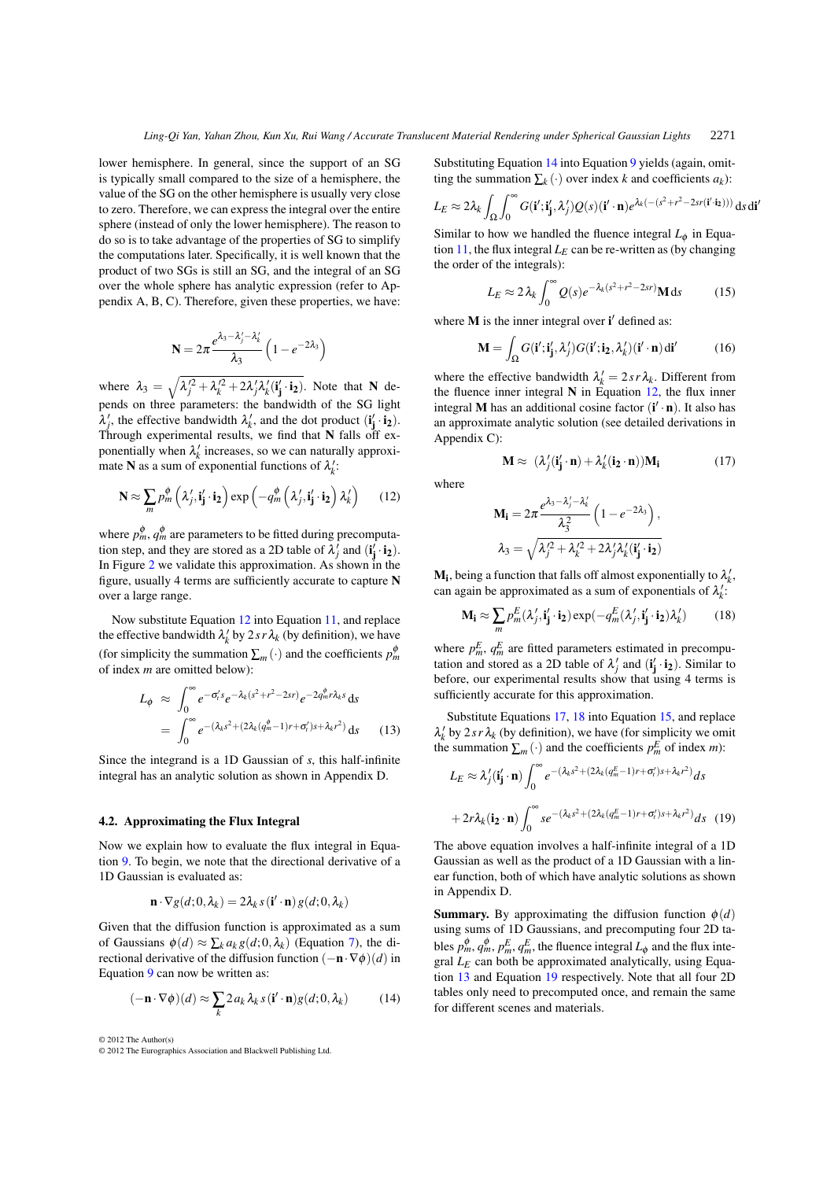lower hemisphere. In general, since the support of an SG is typically small compared to the size of a hemisphere, the value of the SG on the other hemisphere is usually very close to zero. Therefore, we can express the integral over the entire sphere (instead of only the lower hemisphere). The reason to do so is to take advantage of the properties of SG to simplify the computations later. Specifically, it is well known that the product of two SGs is still an SG, and the integral of an SG over the whole sphere has analytic expression (refer to Appendix A, B, C). Therefore, given these properties, we have:

$$\mathbf{N} = 2\pi \frac{e^{\lambda_3 - \lambda_j' - \lambda_k'}}{\lambda_3}\left(1 - e^{-2\lambda_3}\right)$$

where $\lambda_3 = \sqrt{\lambda_j'^2 + \lambda_k'^2 + 2\lambda_j'\lambda_k'(\mathbf{i_j'} \cdot \mathbf{i_2})}$. Note that $\mathbf{N}$ depends on three parameters: the bandwidth of the SG light $\lambda_j'$, the effective bandwidth $\lambda_k'$, and the dot product $(\mathbf{i_j'} \cdot \mathbf{i_2})$. Through experimental results, we find that $\mathbf{N}$ falls off exponentially when $\lambda_k'$ increases, so we can naturally approximate $\mathbf{N}$ as a sum of exponential functions of $\lambda_k'$:

$$\mathbf{N} \approx \sum_m p_m^\phi\left(\lambda_j', \mathbf{i_j'} \cdot \mathbf{i_2}\right) \exp\left(-q_m^\phi\left(\lambda_j', \mathbf{i_j'} \cdot \mathbf{i_2}\right)\lambda_k'\right) \tag{12}$$

where $p_m^\phi$, $q_m^\phi$ are parameters to be fitted during precomputation step, and they are stored as a 2D table of $\lambda_j'$ and $(\mathbf{i_j'} \cdot \mathbf{i_2})$. In Figure 2 we validate this approximation. As shown in the figure, usually 4 terms are sufficiently accurate to capture $\mathbf{N}$ over a large range.

Now substitute Equation 12 into Equation 11, and replace the effective bandwidth $\lambda_k'$ by $2sr\lambda_k$ (by definition), we have (for simplicity the summation $\sum_m(\cdot)$ and the coefficients $p_m^\phi$ of index $m$ are omitted below):

$$\begin{aligned} L_\phi &\approx \int_0^\infty e^{-\sigma_t' s} e^{-\lambda_k(s^2+r^2-2sr)} e^{-2q_m^\phi r\lambda_k s}\,\mathrm{d}s \\ &= \int_0^\infty e^{-(\lambda_k s^2 + (2\lambda_k(q_m^\phi - 1)r + \sigma_t')s + \lambda_k r^2)}\,\mathrm{d}s \end{aligned} \tag{13}$$

Since the integrand is a 1D Gaussian of $s$, this half-infinite integral has an analytic solution as shown in Appendix D.

### 4.2. Approximating the Flux Integral

Now we explain how to evaluate the flux integral in Equation 9. To begin, we note that the directional derivative of a 1D Gaussian is evaluated as:

$$\mathbf{n} \cdot \nabla g(d; 0, \lambda_k) = 2\lambda_k s(\mathbf{i'} \cdot \mathbf{n})\, g(d; 0, \lambda_k)$$

Given that the diffusion function is approximated as a sum of Gaussians $\phi(d) \approx \sum_k a_k g(d; 0, \lambda_k)$ (Equation 7), the directional derivative of the diffusion function $(-\mathbf{n} \cdot \nabla\phi)(d)$ in Equation 9 can now be written as:

$$(-\mathbf{n} \cdot \nabla\phi)(d) \approx \sum_k 2a_k \lambda_k s(\mathbf{i'} \cdot \mathbf{n}) g(d; 0, \lambda_k) \tag{14}$$

Substituting Equation 14 into Equation 9 yields (again, omitting the summation $\sum_k(\cdot)$ over index $k$ and coefficients $a_k$):

$$L_E \approx 2\lambda_k \int_\Omega \int_0^\infty G(\mathbf{i'}; \mathbf{i_j'}, \lambda_j') Q(s) (\mathbf{i'} \cdot \mathbf{n}) e^{\lambda_k(-(s^2+r^2-2sr(\mathbf{i'} \cdot \mathbf{i_2})))}\,\mathrm{d}s\,\mathrm{d}\mathbf{i'}$$

Similar to how we handled the fluence integral $L_\phi$ in Equation 11, the flux integral $L_E$ can be re-written as (by changing the order of the integrals):

$$L_E \approx 2\lambda_k \int_0^\infty Q(s) e^{-\lambda_k(s^2+r^2-2sr)}\mathbf{M}\,\mathrm{d}s \tag{15}$$

where $\mathbf{M}$ is the inner integral over $\mathbf{i'}$ defined as:

$$\mathbf{M} = \int_\Omega G(\mathbf{i'}; \mathbf{i_j'}, \lambda_j') G(\mathbf{i'}; \mathbf{i_2}, \lambda_k')(\mathbf{i'} \cdot \mathbf{n})\,\mathrm{d}\mathbf{i'} \tag{16}$$

where the effective bandwidth $\lambda_k' = 2sr\lambda_k$. Different from the fluence inner integral $\mathbf{N}$ in Equation 12, the flux inner integral $\mathbf{M}$ has an additional cosine factor $(\mathbf{i'} \cdot \mathbf{n})$. It also has an approximate analytic solution (see detailed derivations in Appendix C):

$$\mathbf{M} \approx \left(\lambda_j'(\mathbf{i_j'} \cdot \mathbf{n}) + \lambda_k'(\mathbf{i_2} \cdot \mathbf{n})\right)\mathbf{M_i} \tag{17}$$

where

$$\mathbf{M_i} = 2\pi \frac{e^{\lambda_3 - \lambda_j' - \lambda_k'}}{\lambda_3^2}\left(1 - e^{-2\lambda_3}\right),$$

$$\lambda_3 = \sqrt{\lambda_j'^2 + \lambda_k'^2 + 2\lambda_j'\lambda_k'(\mathbf{i_j'} \cdot \mathbf{i_2})}$$

$\mathbf{M_i}$, being a function that falls off almost exponentially to $\lambda_k'$, can again be approximated as a sum of exponentials of $\lambda_k'$:

$$\mathbf{M_i} \approx \sum_m p_m^E(\lambda_j', \mathbf{i_j'} \cdot \mathbf{i_2}) \exp(-q_m^E(\lambda_j', \mathbf{i_j'} \cdot \mathbf{i_2})\lambda_k') \tag{18}$$

where $p_m^E$, $q_m^E$ are fitted parameters estimated in precomputation and stored as a 2D table of $\lambda_j'$ and $(\mathbf{i_j'} \cdot \mathbf{i_2})$. Similar to before, our experimental results show that using 4 terms is sufficiently accurate for this approximation.

Substitute Equations 17, 18 into Equation 15, and replace $\lambda_k'$ by $2sr\lambda_k$ (by definition), we have (for simplicity we omit the summation $\sum_m(\cdot)$ and the coefficients $p_m^E$ of index $m$):

$$\begin{aligned} L_E \approx\; &\lambda_j'(\mathbf{i_j'} \cdot \mathbf{n}) \int_0^\infty e^{-(\lambda_k s^2 + (2\lambda_k(q_m^E - 1)r + \sigma_t')s + \lambda_k r^2)} ds \\ &+ 2r\lambda_k(\mathbf{i_2} \cdot \mathbf{n}) \int_0^\infty s e^{-(\lambda_k s^2 + (2\lambda_k(q_m^E - 1)r + \sigma_t')s + \lambda_k r^2)} ds \end{aligned} \tag{19}$$

The above equation involves a half-infinite integral of a 1D Gaussian as well as the product of a 1D Gaussian with a linear function, both of which have analytic solutions as shown in Appendix D.

**Summary.** By approximating the diffusion function $\phi(d)$ using sums of 1D Gaussians, and precomputing four 2D tables $p_m^\phi$, $q_m^\phi$, $p_m^E$, $q_m^E$, the fluence integral $L_\phi$ and the flux integral $L_E$ can both be approximated analytically, using Equation 13 and Equation 19 respectively. Note that all four 2D tables only need to precomputed once, and remain the same for different scenes and materials.

© 2012 The Author(s)
© 2012 The Eurographics Association and Blackwell Publishing Ltd.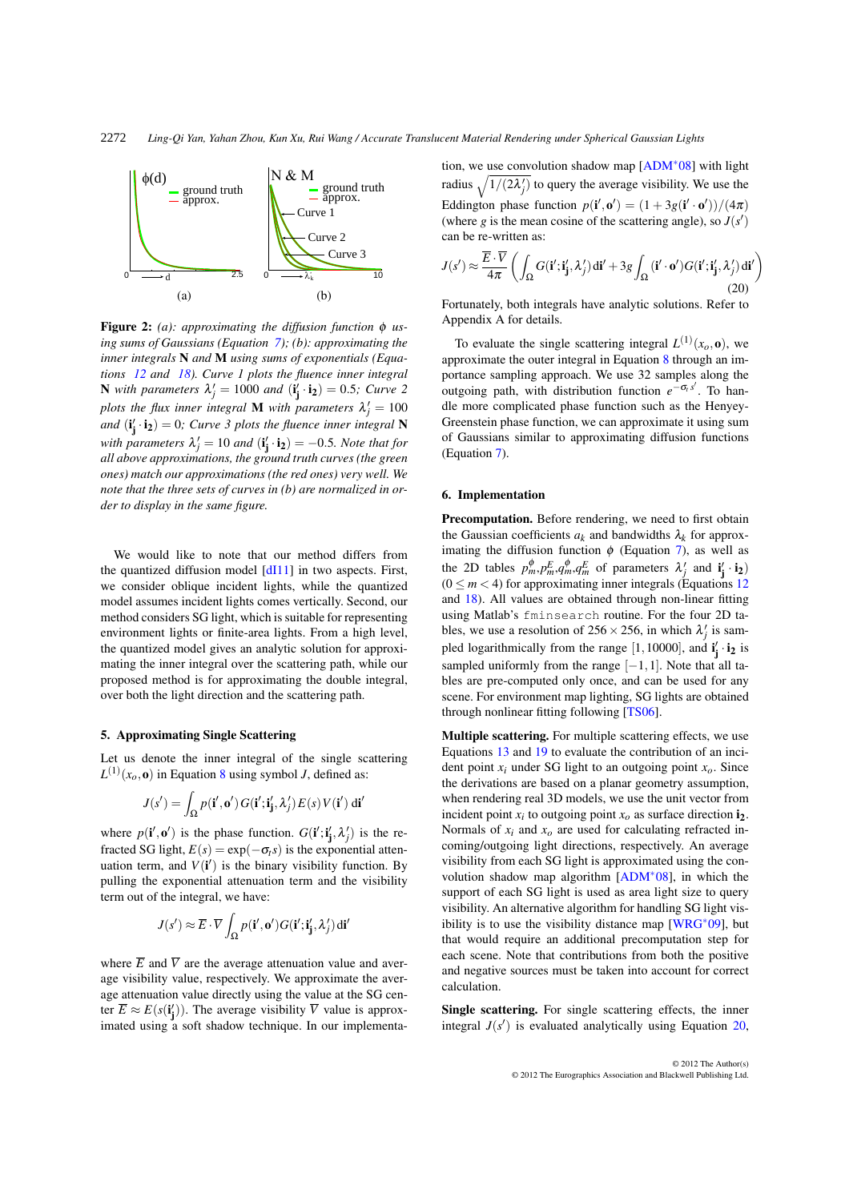Figure 2: *(a): approximating the diffusion function $\phi$ using sums of Gaussians (Equation 7); (b): approximating the inner integrals* **N** *and* **M** *using sums of exponentials (Equations 12 and 18). Curve 1 plots the fluence inner integral* **N** *with parameters $\lambda'_j = 1000$ and $(\mathbf{i'_j} \cdot \mathbf{i_2}) = 0.5$; Curve 2 plots the flux inner integral* **M** *with parameters $\lambda'_j = 100$ and $(\mathbf{i'_j} \cdot \mathbf{i_2}) = 0$; Curve 3 plots the fluence inner integral* **N** *with parameters $\lambda'_j = 10$ and $(\mathbf{i'_j} \cdot \mathbf{i_2}) = -0.5$. Note that for all above approximations, the ground truth curves (the green ones) match our approximations (the red ones) very well. We note that the three sets of curves in (b) are normalized in order to display in the same figure.*

We would like to note that our method differs from the quantized diffusion model [dI11] in two aspects. First, we consider oblique incident lights, while the quantized model assumes incident lights comes vertically. Second, our method considers SG light, which is suitable for representing environment lights or finite-area lights. From a high level, the quantized model gives an analytic solution for approximating the inner integral over the scattering path, while our proposed method is for approximating the double integral, over both the light direction and the scattering path.

## 5. Approximating Single Scattering

Let us denote the inner integral of the single scattering $L^{(1)}(x_o, \mathbf{o})$ in Equation 8 using symbol $J$, defined as:

$$J(s') = \int_{\Omega} p(\mathbf{i'}, \mathbf{o'})\, G(\mathbf{i'}; \mathbf{i'_j}, \lambda'_j)\, E(s)\, V(\mathbf{i'})\, \mathrm{d}\mathbf{i'}$$

where $p(\mathbf{i'}, \mathbf{o'})$ is the phase function. $G(\mathbf{i'}; \mathbf{i'_j}, \lambda'_j)$ is the refracted SG light, $E(s) = \exp(-\sigma_t s)$ is the exponential attenuation term, and $V(\mathbf{i'})$ is the binary visibility function. By pulling the exponential attenuation term and the visibility term out of the integral, we have:

$$J(s') \approx \overline{E} \cdot \overline{V} \int_{\Omega} p(\mathbf{i'}, \mathbf{o'})\, G(\mathbf{i'}; \mathbf{i'_j}, \lambda'_j)\, \mathrm{d}\mathbf{i'}$$

where $\overline{E}$ and $\overline{V}$ are the average attenuation value and average visibility value, respectively. We approximate the average attenuation value directly using the value at the SG center $\overline{E} \approx E(s(\mathbf{i'_j}))$. The average visibility $\overline{V}$ value is approximated using a soft shadow technique. In our implementation, we use convolution shadow map [ADM*08] with light radius $\sqrt{1/(2\lambda'_j)}$ to query the average visibility. We use the Eddington phase function $p(\mathbf{i'}, \mathbf{o'}) = (1 + 3g(\mathbf{i'} \cdot \mathbf{o'}))/(4\pi)$ (where $g$ is the mean cosine of the scattering angle), so $J(s')$ can be re-written as:

$$J(s') \approx \frac{\overline{E} \cdot \overline{V}}{4\pi} \left( \int_{\Omega} G(\mathbf{i'}; \mathbf{i'_j}, \lambda'_j)\, \mathrm{d}\mathbf{i'} + 3g \int_{\Omega} (\mathbf{i'} \cdot \mathbf{o'})\, G(\mathbf{i'}; \mathbf{i'_j}, \lambda'_j)\, \mathrm{d}\mathbf{i'} \right) \tag{20}$$

Fortunately, both integrals have analytic solutions. Refer to Appendix A for details.

To evaluate the single scattering integral $L^{(1)}(x_o, \mathbf{o})$, we approximate the outer integral in Equation 8 through an importance sampling approach. We use 32 samples along the outgoing path, with distribution function $e^{-\sigma_t s'}$. To handle more complicated phase function such as the Henyey-Greenstein phase function, we can approximate it using sum of Gaussians similar to approximating diffusion functions (Equation 7).

## 6. Implementation

**Precomputation.** Before rendering, we need to first obtain the Gaussian coefficients $a_k$ and bandwidths $\lambda_k$ for approximating the diffusion function $\phi$ (Equation 7), as well as the 2D tables $p_m^{\phi}, p_m^{E}, q_m^{\phi}, q_m^{E}$ of parameters $\lambda'_j$ and $\mathbf{i'_j} \cdot \mathbf{i_2}$) $(0 \le m < 4)$ for approximating inner integrals (Equations 12 and 18). All values are obtained through non-linear fitting using Matlab's `fminsearch` routine. For the four 2D tables, we use a resolution of $256 \times 256$, in which $\lambda'_j$ is sampled logarithmically from the range $[1, 10000]$, and $\mathbf{i'_j} \cdot \mathbf{i_2}$ is sampled uniformly from the range $[-1, 1]$. Note that all tables are pre-computed only once, and can be used for any scene. For environment map lighting, SG lights are obtained through nonlinear fitting following [TS06].

**Multiple scattering.** For multiple scattering effects, we use Equations 13 and 19 to evaluate the contribution of an incident point $x_i$ under SG light to an outgoing point $x_o$. Since the derivations are based on a planar geometry assumption, when rendering real 3D models, we use the unit vector from incident point $x_i$ to outgoing point $x_o$ as surface direction $\mathbf{i_2}$. Normals of $x_i$ and $x_o$ are used for calculating refracted incoming/outgoing light directions, respectively. An average visibility from each SG light is approximated using the convolution shadow map algorithm [ADM*08], in which the support of each SG light is used as area light size to query visibility. An alternative algorithm for handling SG light visibility is to use the visibility distance map [WRG*09], but that would require an additional precomputation step for each scene. Note that contributions from both the positive and negative sources must be taken into account for correct calculation.

**Single scattering.** For single scattering effects, the inner integral $J(s')$ is evaluated analytically using Equation 20,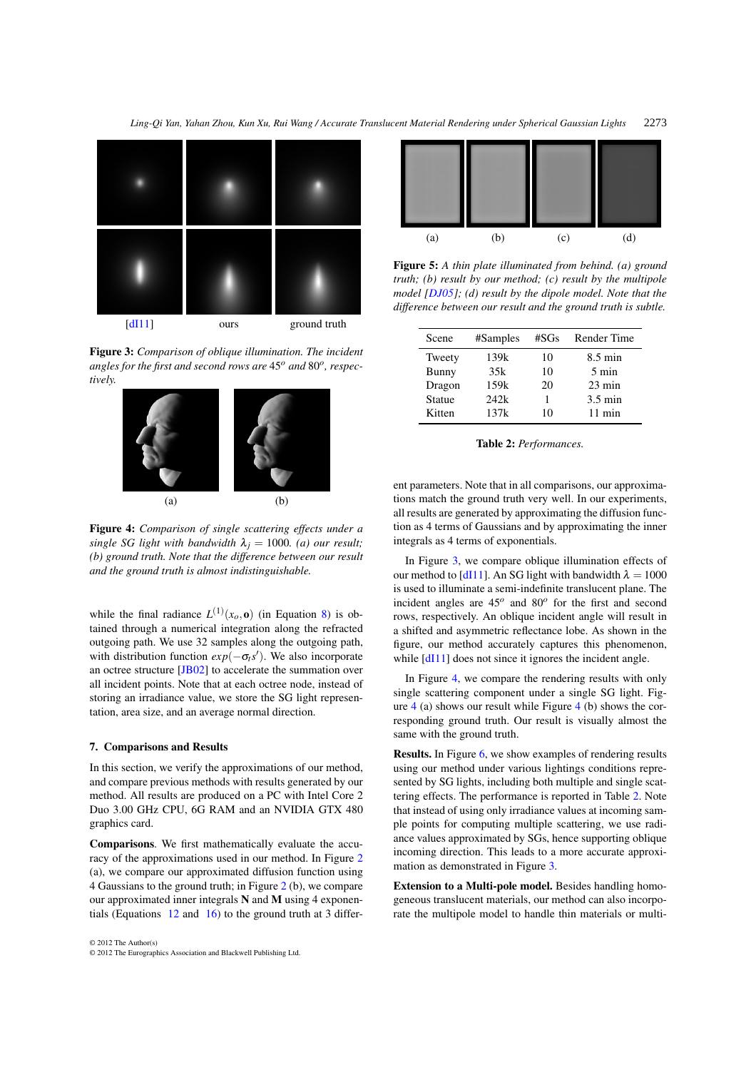[dI11] ours ground truth

**Figure 3:** *Comparison of oblique illumination. The incident angles for the first and second rows are $45^o$ and $80^o$, respectively.*

(a) (b)

**Figure 4:** *Comparison of single scattering effects under a single SG light with bandwidth $\lambda_j = 1000$. (a) our result; (b) ground truth. Note that the difference between our result and the ground truth is almost indistinguishable.*

while the final radiance $L^{(1)}(x_o, \mathbf{o})$ (in Equation 8) is obtained through a numerical integration along the refracted outgoing path. We use 32 samples along the outgoing path, with distribution function $exp(-\sigma_t s')$. We also incorporate an octree structure [JB02] to accelerate the summation over all incident points. Note that at each octree node, instead of storing an irradiance value, we store the SG light representation, area size, and an average normal direction.

## 7. Comparisons and Results

In this section, we verify the approximations of our method, and compare previous methods with results generated by our method. All results are produced on a PC with Intel Core 2 Duo 3.00 GHz CPU, 6G RAM and an NVIDIA GTX 480 graphics card.

**Comparisons**. We first mathematically evaluate the accuracy of the approximations used in our method. In Figure 2 (a), we compare our approximated diffusion function using 4 Gaussians to the ground truth; in Figure 2 (b), we compare our approximated inner integrals **N** and **M** using 4 exponentials (Equations 12 and 16) to the ground truth at 3 different parameters. Note that in all comparisons, our approximations match the ground truth very well. In our experiments, all results are generated by approximating the diffusion function as 4 terms of Gaussians and by approximating the inner integrals as 4 terms of exponentials.

(a) (b) (c) (d)

**Figure 5:** *A thin plate illuminated from behind. (a) ground truth; (b) result by our method; (c) result by the multipole model [DJ05]; (d) result by the dipole model. Note that the difference between our result and the ground truth is subtle.*

| Scene | #Samples | #SGs | Render Time |
|---|---|---|---|
| Tweety | 139k | 10 | 8.5 min |
| Bunny | 35k | 10 | 5 min |
| Dragon | 159k | 20 | 23 min |
| Statue | 242k | 1 | 3.5 min |
| Kitten | 137k | 10 | 11 min |

**Table 2:** *Performances.*

In Figure 3, we compare oblique illumination effects of our method to [dI11]. An SG light with bandwidth $\lambda = 1000$ is used to illuminate a semi-indefinite translucent plane. The incident angles are $45^o$ and $80^o$ for the first and second rows, respectively. An oblique incident angle will result in a shifted and asymmetric reflectance lobe. As shown in the figure, our method accurately captures this phenomenon, while [dI11] does not since it ignores the incident angle.

In Figure 4, we compare the rendering results with only single scattering component under a single SG light. Figure 4 (a) shows our result while Figure 4 (b) shows the corresponding ground truth. Our result is visually almost the same with the ground truth.

**Results.** In Figure 6, we show examples of rendering results using our method under various lightings conditions represented by SG lights, including both multiple and single scattering effects. The performance is reported in Table 2. Note that instead of using only irradiance values at incoming sample points for computing multiple scattering, we use radiance values approximated by SGs, hence supporting oblique incoming direction. This leads to a more accurate approximation as demonstrated in Figure 3.

**Extension to a Multi-pole model.** Besides handling homogeneous translucent materials, our method can also incorporate the multipole model to handle thin materials or multi-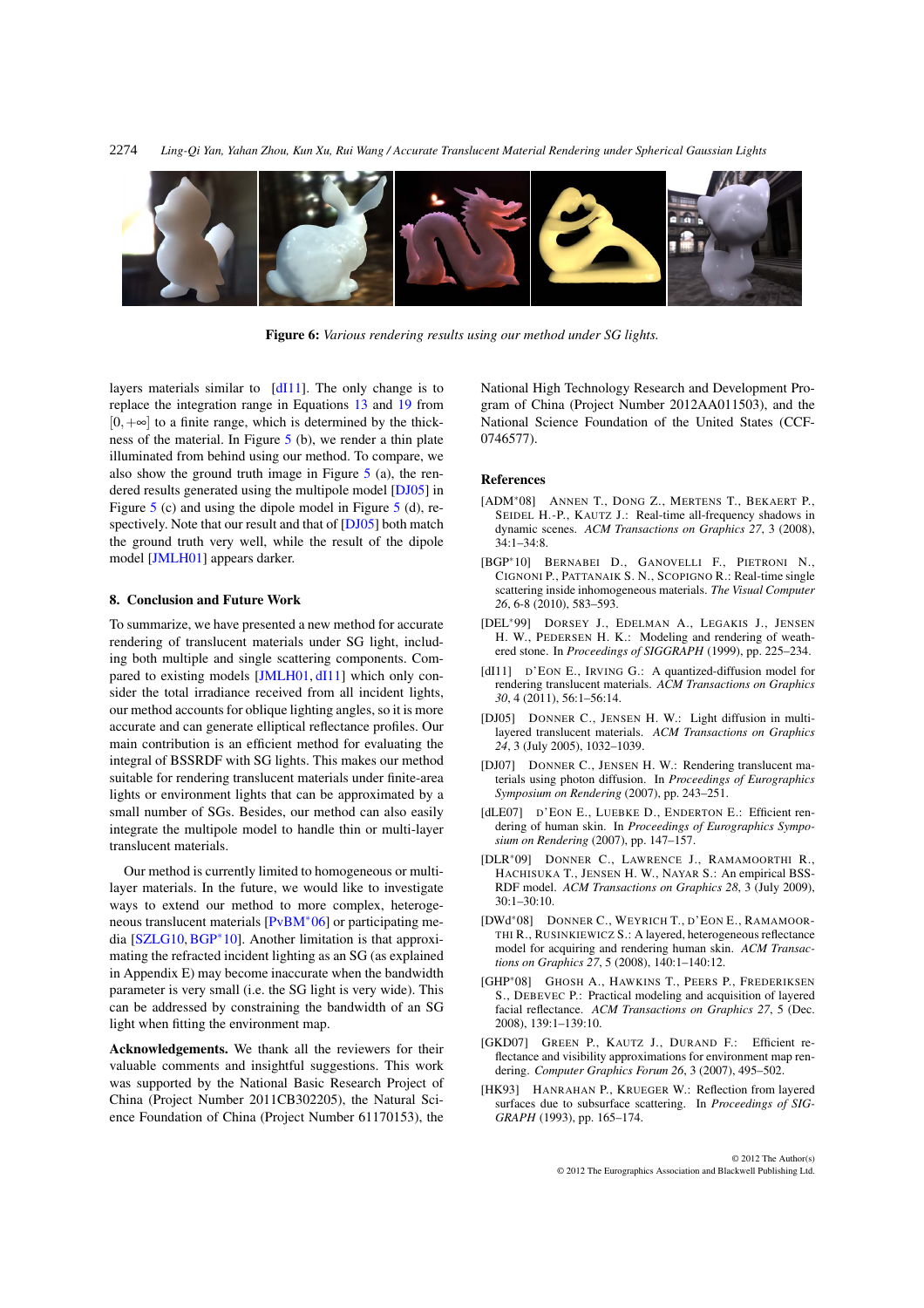**Figure 6:** *Various rendering results using our method under SG lights.*

layers materials similar to [dI11]. The only change is to replace the integration range in Equations 13 and 19 from $[0, +\infty]$ to a finite range, which is determined by the thickness of the material. In Figure 5 (b), we render a thin plate illuminated from behind using our method. To compare, we also show the ground truth image in Figure 5 (a), the rendered results generated using the multipole model [DJ05] in Figure 5 (c) and using the dipole model in Figure 5 (d), respectively. Note that our result and that of [DJ05] both match the ground truth very well, while the result of the dipole model [JMLH01] appears darker.

## 8. Conclusion and Future Work

To summarize, we have presented a new method for accurate rendering of translucent materials under SG light, including both multiple and single scattering components. Compared to existing models [JMLH01, dI11] which only consider the total irradiance received from all incident lights, our method accounts for oblique lighting angles, so it is more accurate and can generate elliptical reflectance profiles. Our main contribution is an efficient method for evaluating the integral of BSSRDF with SG lights. This makes our method suitable for rendering translucent materials under finite-area lights or environment lights that can be approximated by a small number of SGs. Besides, our method can also easily integrate the multipole model to handle thin or multi-layer translucent materials.

Our method is currently limited to homogeneous or multi-layer materials. In the future, we would like to investigate ways to extend our method to more complex, heterogeneous translucent materials [PvBM*06] or participating media [SZLG10, BGP*10]. Another limitation is that approximating the refracted incident lighting as an SG (as explained in Appendix E) may become inaccurate when the bandwidth parameter is very small (i.e. the SG light is very wide). This can be addressed by constraining the bandwidth of an SG light when fitting the environment map.

**Acknowledgements.** We thank all the reviewers for their valuable comments and insightful suggestions. This work was supported by the National Basic Research Project of China (Project Number 2011CB302205), the Natural Science Foundation of China (Project Number 61170153), the National High Technology Research and Development Program of China (Project Number 2012AA011503), and the National Science Foundation of the United States (CCF-0746577).

## References

[ADM*08] Annen T., Dong Z., Mertens T., Bekaert P., Seidel H.-P., Kautz J.: Real-time all-frequency shadows in dynamic scenes. *ACM Transactions on Graphics 27*, 3 (2008), 34:1–34:8.

[BGP*10] Bernabei D., Ganovelli F., Pietroni N., Cignoni P., Pattanaik S. N., Scopigno R.: Real-time single scattering inside inhomogeneous materials. *The Visual Computer 26*, 6-8 (2010), 583–593.

[DEL*99] Dorsey J., Edelman A., Legakis J., Jensen H. W., Pedersen H. K.: Modeling and rendering of weathered stone. In *Proceedings of SIGGRAPH* (1999), pp. 225–234.

[dI11] d'Eon E., Irving G.: A quantized-diffusion model for rendering translucent materials. *ACM Transactions on Graphics 30*, 4 (2011), 56:1–56:14.

[DJ05] Donner C., Jensen H. W.: Light diffusion in multi-layered translucent materials. *ACM Transactions on Graphics 24*, 3 (July 2005), 1032–1039.

[DJ07] Donner C., Jensen H. W.: Rendering translucent materials using photon diffusion. In *Proceedings of Eurographics Symposium on Rendering* (2007), pp. 243–251.

[dLE07] d'Eon E., Luebke D., Enderton E.: Efficient rendering of human skin. In *Proceedings of Eurographics Symposium on Rendering* (2007), pp. 147–157.

[DLR*09] Donner C., Lawrence J., Ramamoorthi R., Hachisuka T., Jensen H. W., Nayar S.: An empirical BSSRDF model. *ACM Transactions on Graphics 28*, 3 (July 2009), 30:1–30:10.

[DWd*08] Donner C., Weyrich T., d'Eon E., Ramamoorthi R., Rusinkiewicz S.: A layered, heterogeneous reflectance model for acquiring and rendering human skin. *ACM Transactions on Graphics 27*, 5 (2008), 140:1–140:12.

[GHP*08] Ghosh A., Hawkins T., Peers P., Frederiksen S., Debevec P.: Practical modeling and acquisition of layered facial reflectance. *ACM Transactions on Graphics 27*, 5 (Dec. 2008), 139:1–139:10.

[GKD07] Green P., Kautz J., Durand F.: Efficient reflectance and visibility approximations for environment map rendering. *Computer Graphics Forum 26*, 3 (2007), 495–502.

[HK93] Hanrahan P., Krueger W.: Reflection from layered surfaces due to subsurface scattering. In *Proceedings of SIGGRAPH* (1993), pp. 165–174.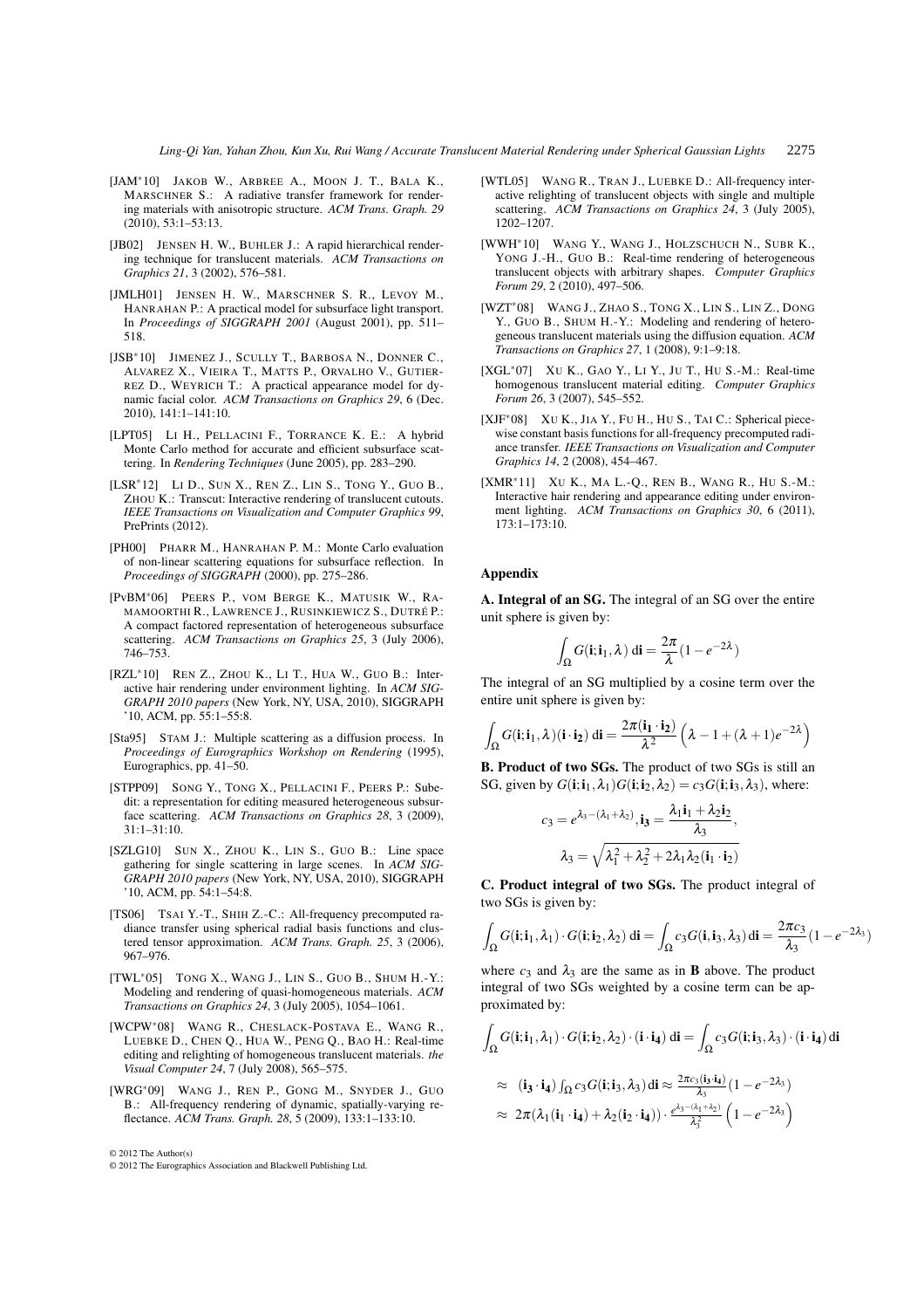[JAM*10] JAKOB W., ARBREE A., MOON J. T., BALA K., MARSCHNER S.: A radiative transfer framework for rendering materials with anisotropic structure. *ACM Trans. Graph. 29* (2010), 53:1–53:13.

[JB02] JENSEN H. W., BUHLER J.: A rapid hierarchical rendering technique for translucent materials. *ACM Transactions on Graphics 21*, 3 (2002), 576–581.

[JMLH01] JENSEN H. W., MARSCHNER S. R., LEVOY M., HANRAHAN P.: A practical model for subsurface light transport. In *Proceedings of SIGGRAPH 2001* (August 2001), pp. 511–518.

[JSB*10] JIMENEZ J., SCULLY T., BARBOSA N., DONNER C., ALVAREZ X., VIEIRA T., MATTS P., ORVALHO V., GUTIERREZ D., WEYRICH T.: A practical appearance model for dynamic facial color. *ACM Transactions on Graphics 29*, 6 (Dec. 2010), 141:1–141:10.

[LPT05] LI H., PELLACINI F., TORRANCE K. E.: A hybrid Monte Carlo method for accurate and efficient subsurface scattering. In *Rendering Techniques* (June 2005), pp. 283–290.

[LSR*12] LI D., SUN X., REN Z., LIN S., TONG Y., GUO B., ZHOU K.: Transcut: Interactive rendering of translucent cutouts. *IEEE Transactions on Visualization and Computer Graphics 99*, PrePrints (2012).

[PH00] PHARR M., HANRAHAN P. M.: Monte Carlo evaluation of non-linear scattering equations for subsurface reflection. In *Proceedings of SIGGRAPH* (2000), pp. 275–286.

[PvBM*06] PEERS P., VOM BERGE K., MATUSIK W., RAMAMOORTHI R., LAWRENCE J., RUSINKIEWICZ S., DUTRÉ P.: A compact factored representation of heterogeneous subsurface scattering. *ACM Transactions on Graphics 25*, 3 (July 2006), 746–753.

[RZL*10] REN Z., ZHOU K., LI T., HUA W., GUO B.: Interactive hair rendering under environment lighting. In *ACM SIGGRAPH 2010 papers* (New York, NY, USA, 2010), SIGGRAPH '10, ACM, pp. 55:1–55:8.

[Sta95] STAM J.: Multiple scattering as a diffusion process. In *Proceedings of Eurographics Workshop on Rendering* (1995), Eurographics, pp. 41–50.

[STPP09] SONG Y., TONG X., PELLACINI F., PEERS P.: Subedit: a representation for editing measured heterogeneous subsurface scattering. *ACM Transactions on Graphics 28*, 3 (2009), 31:1–31:10.

[SZLG10] SUN X., ZHOU K., LIN S., GUO B.: Line space gathering for single scattering in large scenes. In *ACM SIGGRAPH 2010 papers* (New York, NY, USA, 2010), SIGGRAPH '10, ACM, pp. 54:1–54:8.

[TS06] TSAI Y.-T., SHIH Z.-C.: All-frequency precomputed radiance transfer using spherical radial basis functions and clustered tensor approximation. *ACM Trans. Graph. 25*, 3 (2006), 967–976.

[TWL*05] TONG X., WANG J., LIN S., GUO B., SHUM H.-Y.: Modeling and rendering of quasi-homogeneous materials. *ACM Transactions on Graphics 24*, 3 (July 2005), 1054–1061.

[WCPW*08] WANG R., CHESLACK-POSTAVA E., WANG R., LUEBKE D., CHEN Q., HUA W., PENG Q., BAO H.: Real-time editing and relighting of homogeneous translucent materials. *the Visual Computer 24*, 7 (July 2008), 565–575.

[WRG*09] WANG J., REN P., GONG M., SNYDER J., GUO B.: All-frequency rendering of dynamic, spatially-varying reflectance. *ACM Trans. Graph. 28*, 5 (2009), 133:1–133:10.

[WTL05] WANG R., TRAN J., LUEBKE D.: All-frequency interactive relighting of translucent objects with single and multiple scattering. *ACM Transactions on Graphics 24*, 3 (July 2005), 1202–1207.

[WWH*10] WANG Y., WANG J., HOLZSCHUCH N., SUBR K., YONG J.-H., GUO B.: Real-time rendering of heterogeneous translucent objects with arbitrary shapes. *Computer Graphics Forum 29*, 2 (2010), 497–506.

[WZT*08] WANG J., ZHAO S., TONG X., LIN S., LIN Z., DONG Y., GUO B., SHUM H.-Y.: Modeling and rendering of heterogeneous translucent materials using the diffusion equation. *ACM Transactions on Graphics 27*, 1 (2008), 9:1–9:18.

[XGL*07] XU K., GAO Y., LI Y., JU T., HU S.-M.: Real-time homogeneous translucent material editing. *Computer Graphics Forum 26*, 3 (2007), 545–552.

[XJF*08] XU K., JIA Y., FU H., HU S., TAI C.: Spherical piecewise constant basis functions for all-frequency precomputed radiance transfer. *IEEE Transactions on Visualization and Computer Graphics 14*, 2 (2008), 454–467.

[XMR*11] XU K., MA L.-Q., REN B., WANG R., HU S.-M.: Interactive hair rendering and appearance editing under environment lighting. *ACM Transactions on Graphics 30*, 6 (2011), 173:1–173:10.

## Appendix

**A. Integral of an SG.** The integral of an SG over the entire unit sphere is given by:

$$\int_\Omega G(\mathbf{i};\mathbf{i}_1,\lambda)\,\mathrm{d}\mathbf{i} = \frac{2\pi}{\lambda}(1-e^{-2\lambda})$$

The integral of an SG multiplied by a cosine term over the entire unit sphere is given by:

$$\int_\Omega G(\mathbf{i};\mathbf{i}_1,\lambda)(\mathbf{i}\cdot\mathbf{i_2})\,\mathrm{d}\mathbf{i} = \frac{2\pi(\mathbf{i_1}\cdot\mathbf{i_2})}{\lambda^2}\left(\lambda-1+(\lambda+1)e^{-2\lambda}\right)$$

**B. Product of two SGs.** The product of two SGs is still an SG, given by $G(\mathbf{i};\mathbf{i}_1,\lambda_1)G(\mathbf{i};\mathbf{i}_2,\lambda_2) = c_3 G(\mathbf{i};\mathbf{i}_3,\lambda_3)$, where:

$$c_3 = e^{\lambda_3-(\lambda_1+\lambda_2)}, \mathbf{i_3} = \frac{\lambda_1\mathbf{i}_1+\lambda_2\mathbf{i}_2}{\lambda_3},$$

$$\lambda_3 = \sqrt{\lambda_1^2+\lambda_2^2+2\lambda_1\lambda_2(\mathbf{i}_1\cdot\mathbf{i}_2)}$$

**C. Product integral of two SGs.** The product integral of two SGs is given by:

$$\int_\Omega G(\mathbf{i};\mathbf{i}_1,\lambda_1)\cdot G(\mathbf{i};\mathbf{i}_2,\lambda_2)\,\mathrm{d}\mathbf{i} = \int_\Omega c_3 G(\mathbf{i},\mathbf{i}_3,\lambda_3)\,\mathrm{d}\mathbf{i} = \frac{2\pi c_3}{\lambda_3}(1-e^{-2\lambda_3})$$

where $c_3$ and $\lambda_3$ are the same as in **B** above. The product integral of two SGs weighted by a cosine term can be approximated by:

$$\int_\Omega G(\mathbf{i};\mathbf{i}_1,\lambda_1)\cdot G(\mathbf{i};\mathbf{i}_2,\lambda_2)\cdot(\mathbf{i}\cdot\mathbf{i_4})\,\mathrm{d}\mathbf{i} = \int_\Omega c_3 G(\mathbf{i};\mathbf{i}_3,\lambda_3)\cdot(\mathbf{i}\cdot\mathbf{i_4})\,\mathrm{d}\mathbf{i}$$

$$\approx\ (\mathbf{i_3}\cdot\mathbf{i_4})\int_\Omega c_3 G(\mathbf{i};\mathbf{i}_3,\lambda_3)\,\mathrm{d}\mathbf{i} \approx \frac{2\pi c_3(\mathbf{i_3}\cdot\mathbf{i_4})}{\lambda_3}(1-e^{-2\lambda_3})$$

$$\approx\ 2\pi(\lambda_1(\mathbf{i_1}\cdot\mathbf{i_4})+\lambda_2(\mathbf{i_2}\cdot\mathbf{i_4}))\cdot\frac{e^{\lambda_3-(\lambda_1+\lambda_2)}}{\lambda_3^2}\left(1-e^{-2\lambda_3}\right)$$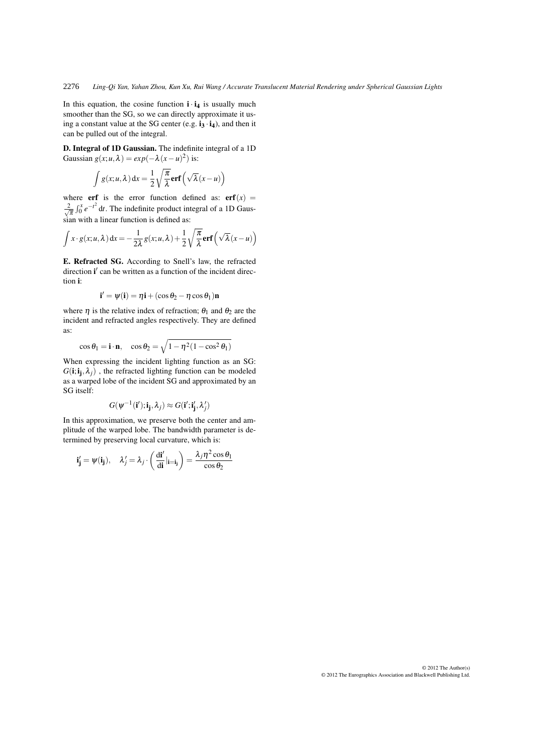In this equation, the cosine function $\mathbf{i} \cdot \mathbf{i_4}$ is usually much smoother than the SG, so we can directly approximate it using a constant value at the SG center (e.g. $\mathbf{i_3} \cdot \mathbf{i_4}$), and then it can be pulled out of the integral.

**D. Integral of 1D Gaussian.** The indefinite integral of a 1D Gaussian $g(x;u,\lambda) = exp(-\lambda(x-u)^2)$ is:

$$\int g(x;u,\lambda)\,\mathrm{d}x = \frac{1}{2}\sqrt{\frac{\pi}{\lambda}}\,\mathbf{erf}\left(\sqrt{\lambda}(x-u)\right)$$

where **erf** is the error function defined as: $\mathbf{erf}(x) = \frac{2}{\sqrt{\pi}}\int_0^x e^{-t^2}\,\mathrm{d}t$. The indefinite product integral of a 1D Gaussian with a linear function is defined as:

$$\int x \cdot g(x;u,\lambda)\,\mathrm{d}x = -\frac{1}{2\lambda}g(x;u,\lambda) + \frac{1}{2}\sqrt{\frac{\pi}{\lambda}}\,\mathbf{erf}\left(\sqrt{\lambda}(x-u)\right)$$

**E. Refracted SG.** According to Snell's law, the refracted direction $\mathbf{i}'$ can be written as a function of the incident direction $\mathbf{i}$:

$$\mathbf{i}' = \psi(\mathbf{i}) = \eta\mathbf{i} + (\cos\theta_2 - \eta\cos\theta_1)\mathbf{n}$$

where $\eta$ is the relative index of refraction; $\theta_1$ and $\theta_2$ are the incident and refracted angles respectively. They are defined as:

$$\cos\theta_1 = \mathbf{i}\cdot\mathbf{n}, \quad \cos\theta_2 = \sqrt{1-\eta^2(1-\cos^2\theta_1)}$$

When expressing the incident lighting function as an SG: $G(\mathbf{i};\mathbf{i_j},\lambda_j)$ , the refracted lighting function can be modeled as a warped lobe of the incident SG and approximated by an SG itself:

$$G(\psi^{-1}(\mathbf{i}');\mathbf{i_j},\lambda_j) \approx G(\mathbf{i}';\mathbf{i}'_{\mathbf{j}},\lambda'_j)$$

In this approximation, we preserve both the center and amplitude of the warped lobe. The bandwidth parameter is determined by preserving local curvature, which is:

$$\mathbf{i}'_{\mathbf{j}} = \psi(\mathbf{i_j}), \quad \lambda'_j = \lambda_j \cdot \left(\frac{\mathrm{d}\mathbf{i}'}{\mathrm{d}\mathbf{i}}\Big|_{\mathbf{i}=\mathbf{i_j}}\right) = \frac{\lambda_j\eta^2\cos\theta_1}{\cos\theta_2}$$